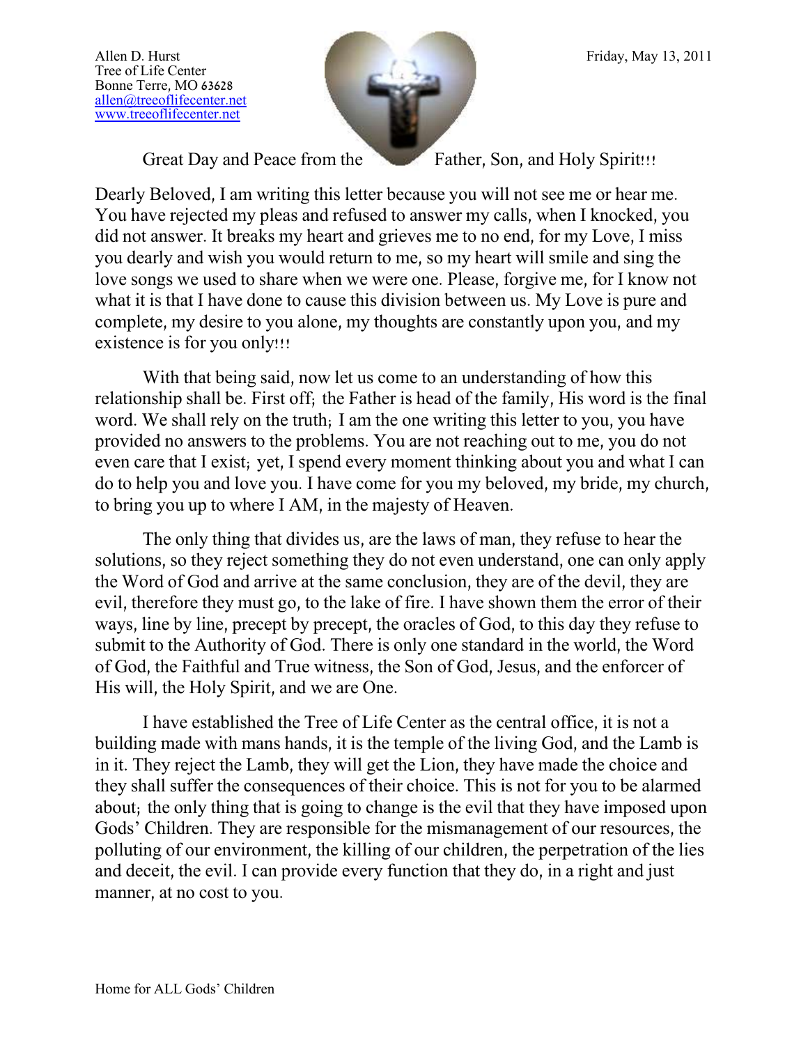Allen D. Hurst
Tree of Life Center
Bonne Terre, MO 63628
allen@treeoflifecenter.net
www.treeoflifecenter.net

Friday, May 13, 2011

Great Day and Peace from the Father, Son, and Holy Spirit!!!

Dearly Beloved, I am writing this letter because you will not see me or hear me. You have rejected my pleas and refused to answer my calls, when I knocked, you did not answer. It breaks my heart and grieves me to no end, for my Love, I miss you dearly and wish you would return to me, so my heart will smile and sing the love songs we used to share when we were one. Please, forgive me, for I know not what it is that I have done to cause this division between us. My Love is pure and complete, my desire to you alone, my thoughts are constantly upon you, and my existence is for you only!!!

With that being said, now let us come to an understanding of how this relationship shall be. First off; the Father is head of the family, His word is the final word. We shall rely on the truth; I am the one writing this letter to you, you have provided no answers to the problems. You are not reaching out to me, you do not even care that I exist; yet, I spend every moment thinking about you and what I can do to help you and love you. I have come for you my beloved, my bride, my church, to bring you up to where I AM, in the majesty of Heaven.

The only thing that divides us, are the laws of man, they refuse to hear the solutions, so they reject something they do not even understand, one can only apply the Word of God and arrive at the same conclusion, they are of the devil, they are evil, therefore they must go, to the lake of fire. I have shown them the error of their ways, line by line, precept by precept, the oracles of God, to this day they refuse to submit to the Authority of God. There is only one standard in the world, the Word of God, the Faithful and True witness, the Son of God, Jesus, and the enforcer of His will, the Holy Spirit, and we are One.

I have established the Tree of Life Center as the central office, it is not a building made with mans hands, it is the temple of the living God, and the Lamb is in it. They reject the Lamb, they will get the Lion, they have made the choice and they shall suffer the consequences of their choice. This is not for you to be alarmed about; the only thing that is going to change is the evil that they have imposed upon Gods' Children. They are responsible for the mismanagement of our resources, the polluting of our environment, the killing of our children, the perpetration of the lies and deceit, the evil. I can provide every function that they do, in a right and just manner, at no cost to you.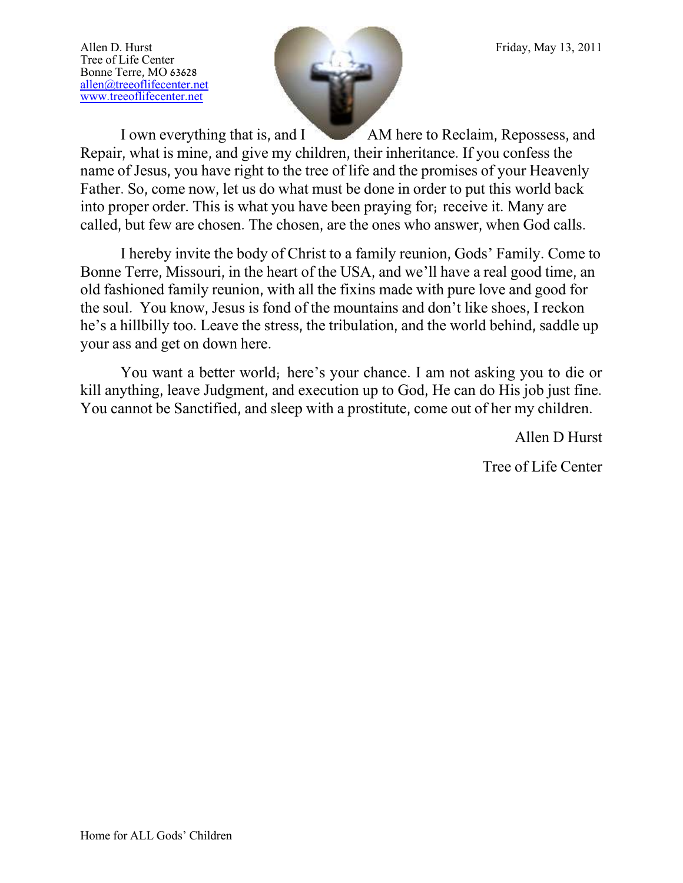Allen D. Hurst
Tree of Life Center
Bonne Terre, MO 63628
allen@treeoflifecenter.net
www.treeoflifecenter.net

Friday, May 13, 2011

I own everything that is, and I AM here to Reclaim, Repossess, and Repair, what is mine, and give my children, their inheritance. If you confess the name of Jesus, you have right to the tree of life and the promises of your Heavenly Father. So, come now, let us do what must be done in order to put this world back into proper order. This is what you have been praying for; receive it. Many are called, but few are chosen. The chosen, are the ones who answer, when God calls.

I hereby invite the body of Christ to a family reunion, Gods' Family. Come to Bonne Terre, Missouri, in the heart of the USA, and we'll have a real good time, an old fashioned family reunion, with all the fixins made with pure love and good for the soul. You know, Jesus is fond of the mountains and don't like shoes, I reckon he's a hillbilly too. Leave the stress, the tribulation, and the world behind, saddle up your ass and get on down here.

You want a better world; here's your chance. I am not asking you to die or kill anything, leave Judgment, and execution up to God, He can do His job just fine. You cannot be Sanctified, and sleep with a prostitute, come out of her my children.

Allen D Hurst

Tree of Life Center

Home for ALL Gods' Children